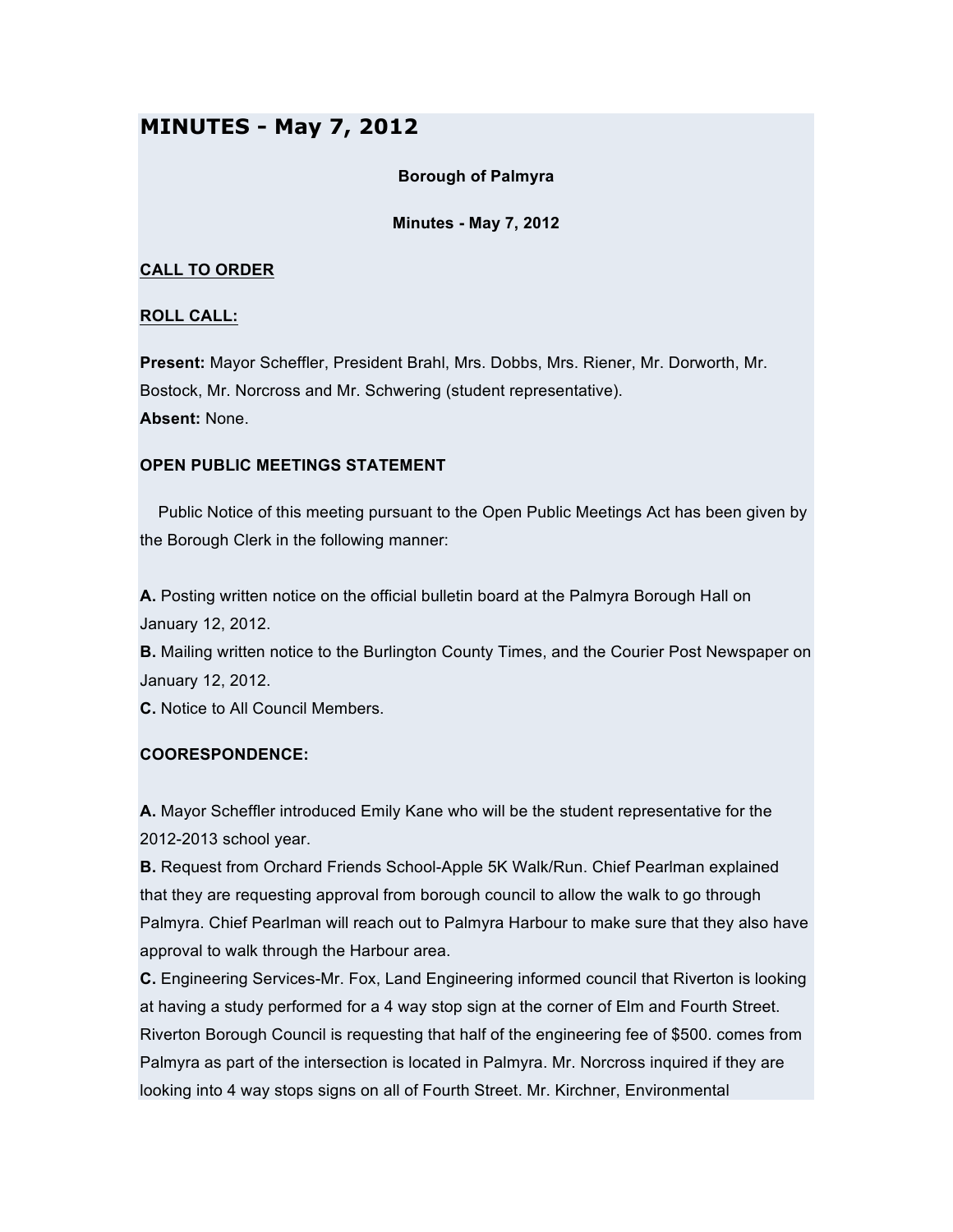# MINUTES - May 7, 2012

**Borough of Palmyra**

**Minutes - May 7, 2012**

**CALL TO ORDER**

**ROLL CALL:**

**Present:** Mayor Scheffler, President Brahl, Mrs. Dobbs, Mrs. Riener, Mr. Dorworth, Mr. Bostock, Mr. Norcross and Mr. Schwering (student representative).
**Absent:** None.

**OPEN PUBLIC MEETINGS STATEMENT**

Public Notice of this meeting pursuant to the Open Public Meetings Act has been given by the Borough Clerk in the following manner:

**A.** Posting written notice on the official bulletin board at the Palmyra Borough Hall on January 12, 2012.
**B.** Mailing written notice to the Burlington County Times, and the Courier Post Newspaper on January 12, 2012.
**C.** Notice to All Council Members.

**COORESPONDENCE:**

**A.** Mayor Scheffler introduced Emily Kane who will be the student representative for the 2012-2013 school year.
**B.** Request from Orchard Friends School-Apple 5K Walk/Run. Chief Pearlman explained that they are requesting approval from borough council to allow the walk to go through Palmyra. Chief Pearlman will reach out to Palmyra Harbour to make sure that they also have approval to walk through the Harbour area.
**C.** Engineering Services-Mr. Fox, Land Engineering informed council that Riverton is looking at having a study performed for a 4 way stop sign at the corner of Elm and Fourth Street. Riverton Borough Council is requesting that half of the engineering fee of $500. comes from Palmyra as part of the intersection is located in Palmyra. Mr. Norcross inquired if they are looking into 4 way stops signs on all of Fourth Street. Mr. Kirchner, Environmental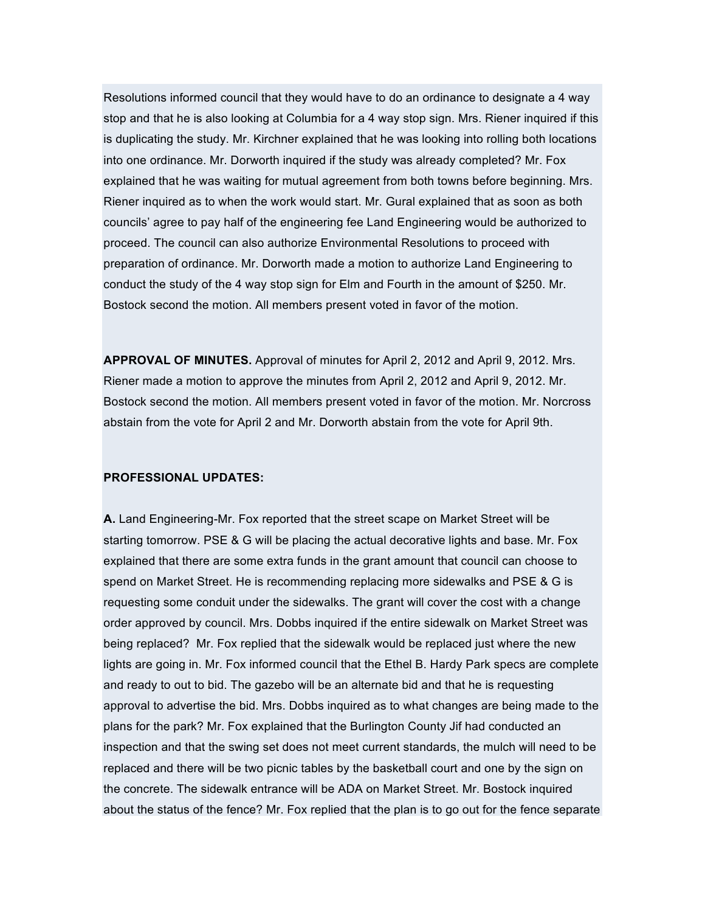Resolutions informed council that they would have to do an ordinance to designate a 4 way stop and that he is also looking at Columbia for a 4 way stop sign. Mrs. Riener inquired if this is duplicating the study. Mr. Kirchner explained that he was looking into rolling both locations into one ordinance. Mr. Dorworth inquired if the study was already completed? Mr. Fox explained that he was waiting for mutual agreement from both towns before beginning. Mrs. Riener inquired as to when the work would start. Mr. Gural explained that as soon as both councils' agree to pay half of the engineering fee Land Engineering would be authorized to proceed. The council can also authorize Environmental Resolutions to proceed with preparation of ordinance. Mr. Dorworth made a motion to authorize Land Engineering to conduct the study of the 4 way stop sign for Elm and Fourth in the amount of $250. Mr. Bostock second the motion. All members present voted in favor of the motion.

**APPROVAL OF MINUTES.** Approval of minutes for April 2, 2012 and April 9, 2012. Mrs. Riener made a motion to approve the minutes from April 2, 2012 and April 9, 2012. Mr. Bostock second the motion. All members present voted in favor of the motion. Mr. Norcross abstain from the vote for April 2 and Mr. Dorworth abstain from the vote for April 9th.

**PROFESSIONAL UPDATES:**

**A.** Land Engineering-Mr. Fox reported that the street scape on Market Street will be starting tomorrow. PSE & G will be placing the actual decorative lights and base. Mr. Fox explained that there are some extra funds in the grant amount that council can choose to spend on Market Street. He is recommending replacing more sidewalks and PSE & G is requesting some conduit under the sidewalks. The grant will cover the cost with a change order approved by council. Mrs. Dobbs inquired if the entire sidewalk on Market Street was being replaced? Mr. Fox replied that the sidewalk would be replaced just where the new lights are going in. Mr. Fox informed council that the Ethel B. Hardy Park specs are complete and ready to out to bid. The gazebo will be an alternate bid and that he is requesting approval to advertise the bid. Mrs. Dobbs inquired as to what changes are being made to the plans for the park? Mr. Fox explained that the Burlington County Jif had conducted an inspection and that the swing set does not meet current standards, the mulch will need to be replaced and there will be two picnic tables by the basketball court and one by the sign on the concrete. The sidewalk entrance will be ADA on Market Street. Mr. Bostock inquired about the status of the fence? Mr. Fox replied that the plan is to go out for the fence separate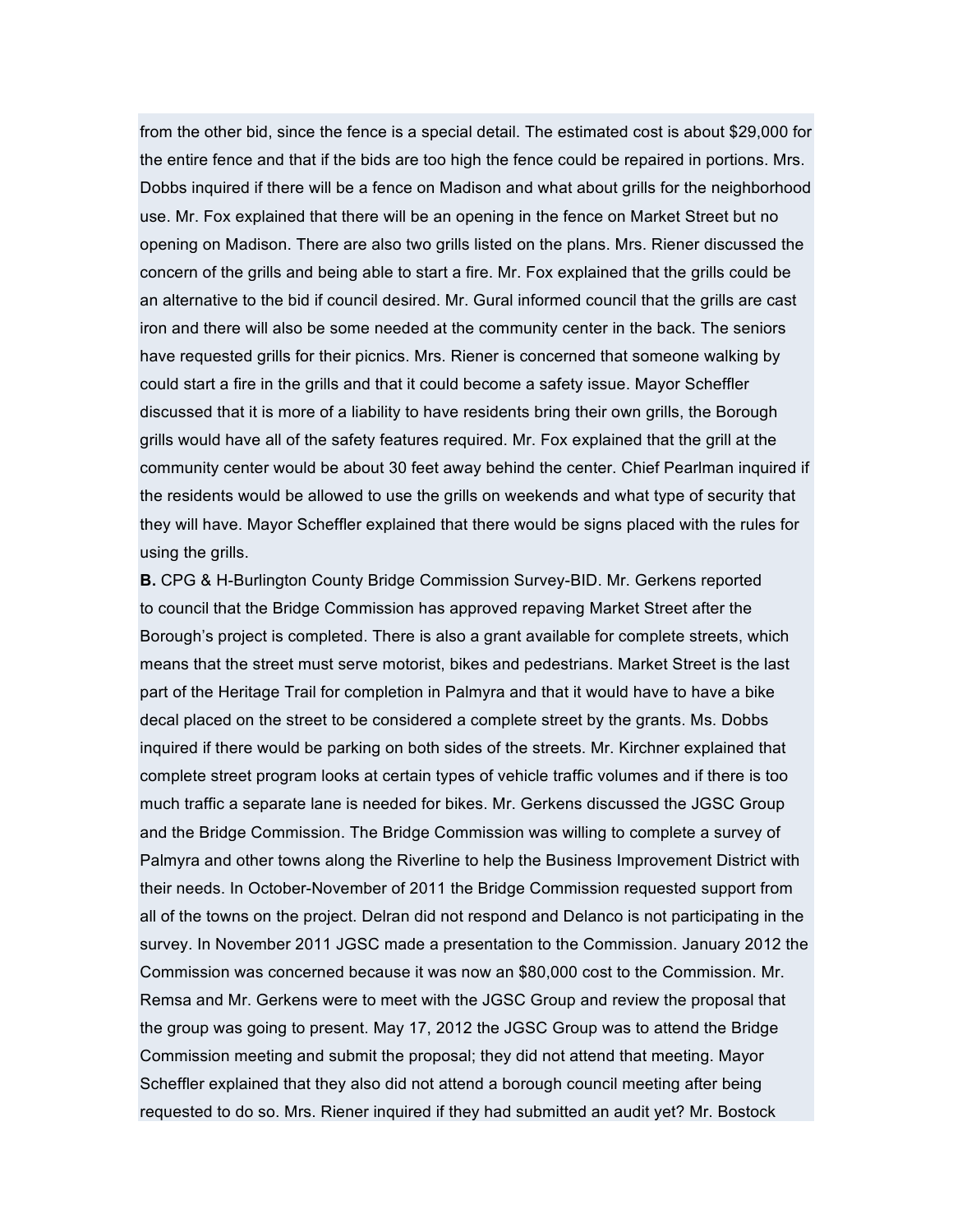from the other bid, since the fence is a special detail. The estimated cost is about $29,000 for the entire fence and that if the bids are too high the fence could be repaired in portions. Mrs. Dobbs inquired if there will be a fence on Madison and what about grills for the neighborhood use. Mr. Fox explained that there will be an opening in the fence on Market Street but no opening on Madison. There are also two grills listed on the plans. Mrs. Riener discussed the concern of the grills and being able to start a fire. Mr. Fox explained that the grills could be an alternative to the bid if council desired. Mr. Gural informed council that the grills are cast iron and there will also be some needed at the community center in the back. The seniors have requested grills for their picnics. Mrs. Riener is concerned that someone walking by could start a fire in the grills and that it could become a safety issue. Mayor Scheffler discussed that it is more of a liability to have residents bring their own grills, the Borough grills would have all of the safety features required. Mr. Fox explained that the grill at the community center would be about 30 feet away behind the center. Chief Pearlman inquired if the residents would be allowed to use the grills on weekends and what type of security that they will have. Mayor Scheffler explained that there would be signs placed with the rules for using the grills.

**B.** CPG & H-Burlington County Bridge Commission Survey-BID. Mr. Gerkens reported to council that the Bridge Commission has approved repaving Market Street after the Borough's project is completed. There is also a grant available for complete streets, which means that the street must serve motorist, bikes and pedestrians. Market Street is the last part of the Heritage Trail for completion in Palmyra and that it would have to have a bike decal placed on the street to be considered a complete street by the grants. Ms. Dobbs inquired if there would be parking on both sides of the streets. Mr. Kirchner explained that complete street program looks at certain types of vehicle traffic volumes and if there is too much traffic a separate lane is needed for bikes. Mr. Gerkens discussed the JGSC Group and the Bridge Commission. The Bridge Commission was willing to complete a survey of Palmyra and other towns along the Riverline to help the Business Improvement District with their needs. In October-November of 2011 the Bridge Commission requested support from all of the towns on the project. Delran did not respond and Delanco is not participating in the survey. In November 2011 JGSC made a presentation to the Commission. January 2012 the Commission was concerned because it was now an $80,000 cost to the Commission. Mr. Remsa and Mr. Gerkens were to meet with the JGSC Group and review the proposal that the group was going to present. May 17, 2012 the JGSC Group was to attend the Bridge Commission meeting and submit the proposal; they did not attend that meeting. Mayor Scheffler explained that they also did not attend a borough council meeting after being requested to do so. Mrs. Riener inquired if they had submitted an audit yet? Mr. Bostock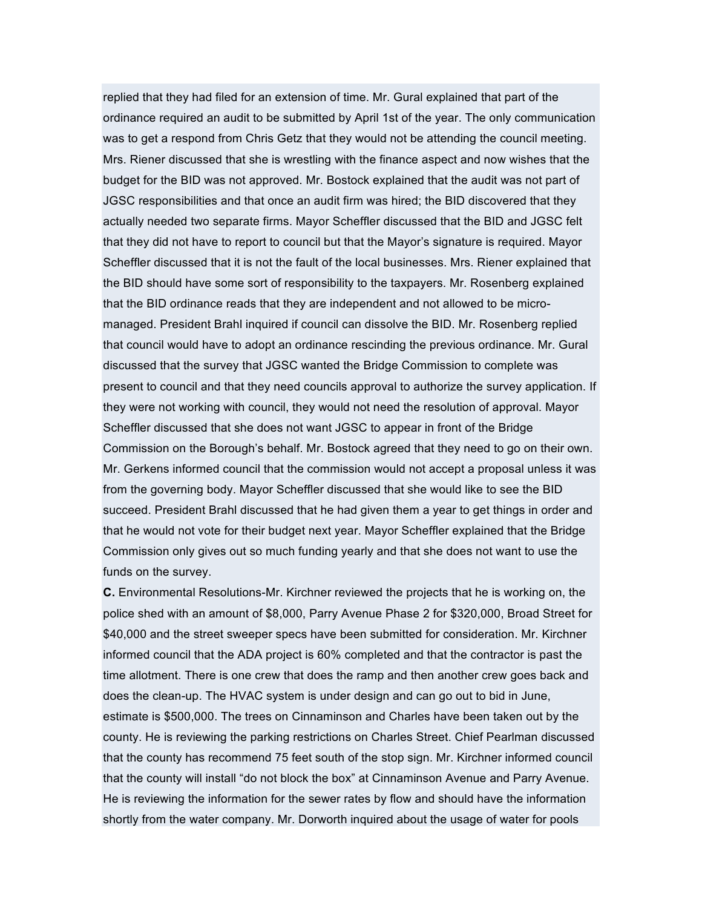replied that they had filed for an extension of time. Mr. Gural explained that part of the ordinance required an audit to be submitted by April 1st of the year. The only communication was to get a respond from Chris Getz that they would not be attending the council meeting. Mrs. Riener discussed that she is wrestling with the finance aspect and now wishes that the budget for the BID was not approved. Mr. Bostock explained that the audit was not part of JGSC responsibilities and that once an audit firm was hired; the BID discovered that they actually needed two separate firms. Mayor Scheffler discussed that the BID and JGSC felt that they did not have to report to council but that the Mayor's signature is required. Mayor Scheffler discussed that it is not the fault of the local businesses. Mrs. Riener explained that the BID should have some sort of responsibility to the taxpayers. Mr. Rosenberg explained that the BID ordinance reads that they are independent and not allowed to be micro-managed. President Brahl inquired if council can dissolve the BID. Mr. Rosenberg replied that council would have to adopt an ordinance rescinding the previous ordinance. Mr. Gural discussed that the survey that JGSC wanted the Bridge Commission to complete was present to council and that they need councils approval to authorize the survey application. If they were not working with council, they would not need the resolution of approval. Mayor Scheffler discussed that she does not want JGSC to appear in front of the Bridge Commission on the Borough's behalf. Mr. Bostock agreed that they need to go on their own. Mr. Gerkens informed council that the commission would not accept a proposal unless it was from the governing body. Mayor Scheffler discussed that she would like to see the BID succeed. President Brahl discussed that he had given them a year to get things in order and that he would not vote for their budget next year. Mayor Scheffler explained that the Bridge Commission only gives out so much funding yearly and that she does not want to use the funds on the survey.

**C.** Environmental Resolutions-Mr. Kirchner reviewed the projects that he is working on, the police shed with an amount of $8,000, Parry Avenue Phase 2 for $320,000, Broad Street for $40,000 and the street sweeper specs have been submitted for consideration. Mr. Kirchner informed council that the ADA project is 60% completed and that the contractor is past the time allotment. There is one crew that does the ramp and then another crew goes back and does the clean-up. The HVAC system is under design and can go out to bid in June, estimate is $500,000. The trees on Cinnaminson and Charles have been taken out by the county. He is reviewing the parking restrictions on Charles Street. Chief Pearlman discussed that the county has recommend 75 feet south of the stop sign. Mr. Kirchner informed council that the county will install "do not block the box" at Cinnaminson Avenue and Parry Avenue. He is reviewing the information for the sewer rates by flow and should have the information shortly from the water company. Mr. Dorworth inquired about the usage of water for pools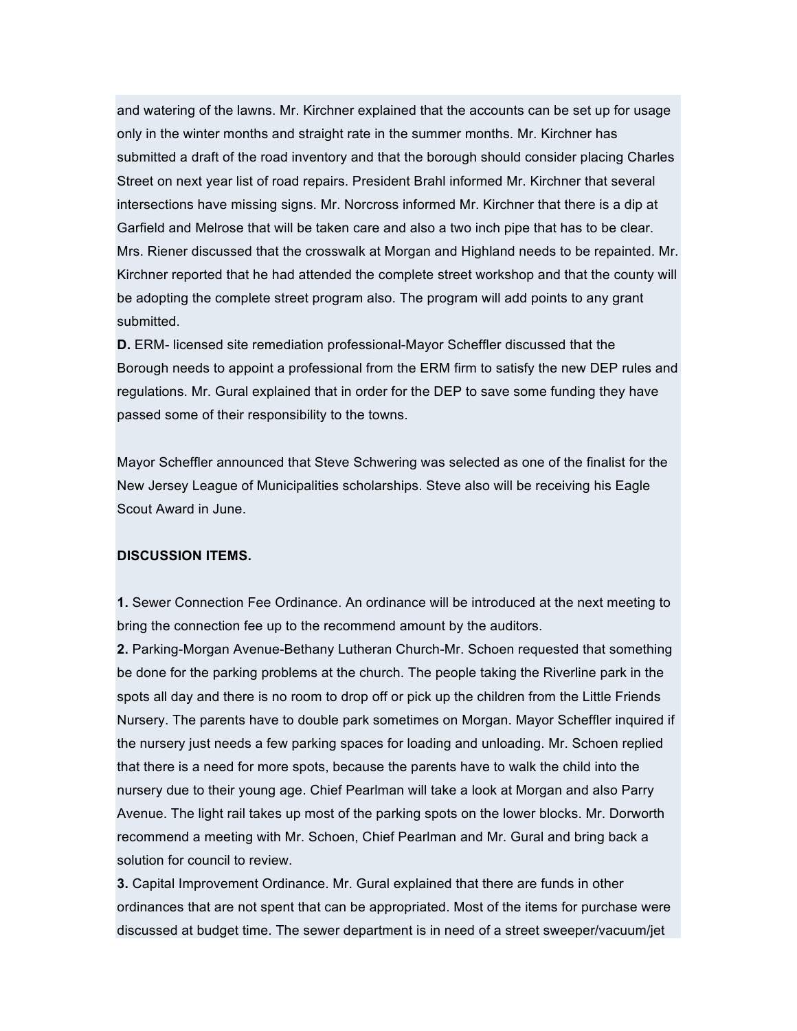and watering of the lawns. Mr. Kirchner explained that the accounts can be set up for usage only in the winter months and straight rate in the summer months. Mr. Kirchner has submitted a draft of the road inventory and that the borough should consider placing Charles Street on next year list of road repairs. President Brahl informed Mr. Kirchner that several intersections have missing signs. Mr. Norcross informed Mr. Kirchner that there is a dip at Garfield and Melrose that will be taken care and also a two inch pipe that has to be clear. Mrs. Riener discussed that the crosswalk at Morgan and Highland needs to be repainted. Mr. Kirchner reported that he had attended the complete street workshop and that the county will be adopting the complete street program also. The program will add points to any grant submitted.

**D.** ERM- licensed site remediation professional-Mayor Scheffler discussed that the Borough needs to appoint a professional from the ERM firm to satisfy the new DEP rules and regulations. Mr. Gural explained that in order for the DEP to save some funding they have passed some of their responsibility to the towns.

Mayor Scheffler announced that Steve Schwering was selected as one of the finalist for the New Jersey League of Municipalities scholarships. Steve also will be receiving his Eagle Scout Award in June.

**DISCUSSION ITEMS.**

**1.** Sewer Connection Fee Ordinance. An ordinance will be introduced at the next meeting to bring the connection fee up to the recommend amount by the auditors.

**2.** Parking-Morgan Avenue-Bethany Lutheran Church-Mr. Schoen requested that something be done for the parking problems at the church. The people taking the Riverline park in the spots all day and there is no room to drop off or pick up the children from the Little Friends Nursery. The parents have to double park sometimes on Morgan. Mayor Scheffler inquired if the nursery just needs a few parking spaces for loading and unloading. Mr. Schoen replied that there is a need for more spots, because the parents have to walk the child into the nursery due to their young age. Chief Pearlman will take a look at Morgan and also Parry Avenue. The light rail takes up most of the parking spots on the lower blocks. Mr. Dorworth recommend a meeting with Mr. Schoen, Chief Pearlman and Mr. Gural and bring back a solution for council to review.

**3.** Capital Improvement Ordinance. Mr. Gural explained that there are funds in other ordinances that are not spent that can be appropriated. Most of the items for purchase were discussed at budget time. The sewer department is in need of a street sweeper/vacuum/jet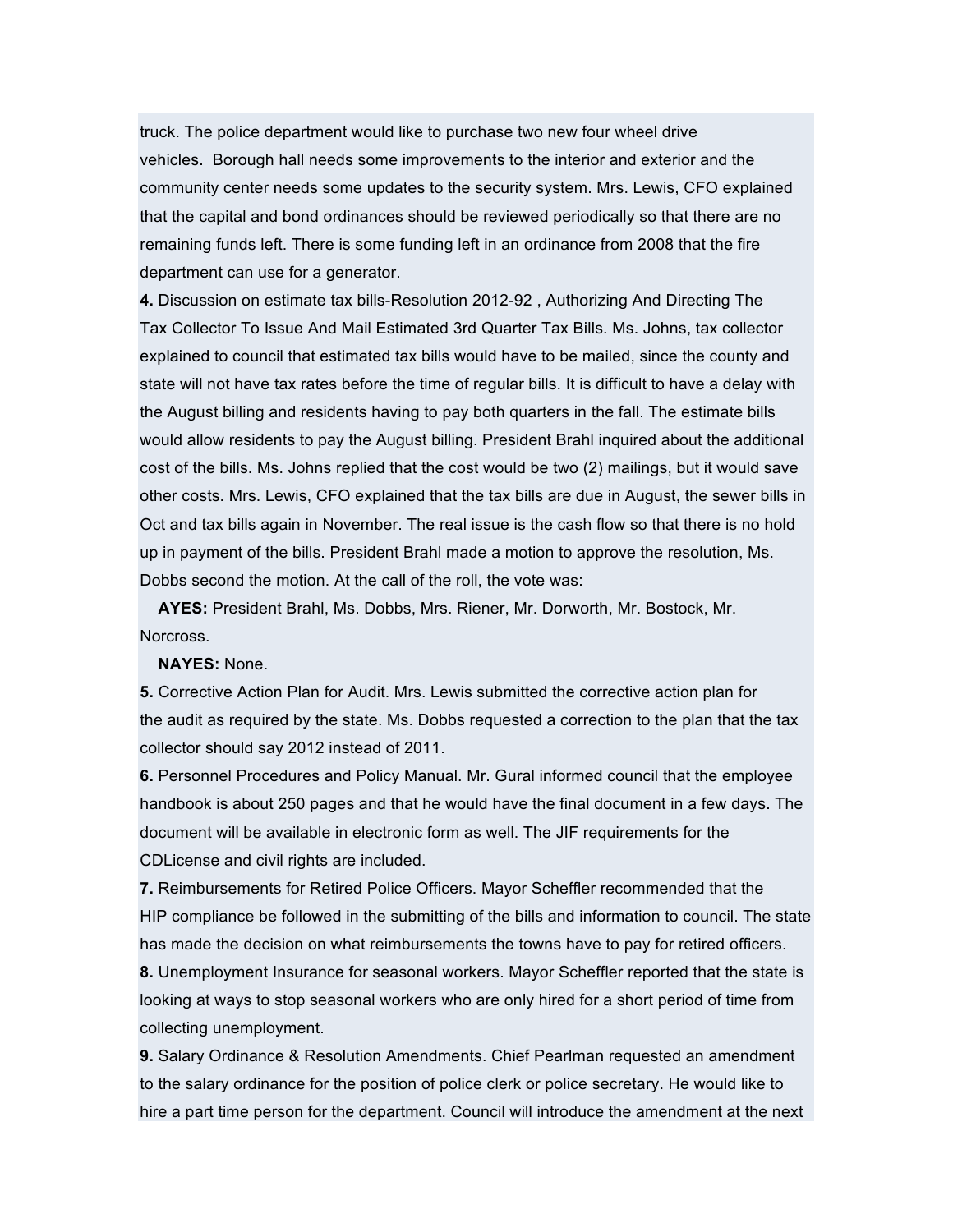truck. The police department would like to purchase two new four wheel drive vehicles.  Borough hall needs some improvements to the interior and exterior and the community center needs some updates to the security system. Mrs. Lewis, CFO explained that the capital and bond ordinances should be reviewed periodically so that there are no remaining funds left. There is some funding left in an ordinance from 2008 that the fire department can use for a generator.

**4.** Discussion on estimate tax bills-Resolution 2012-92 , Authorizing And Directing The Tax Collector To Issue And Mail Estimated 3rd Quarter Tax Bills. Ms. Johns, tax collector explained to council that estimated tax bills would have to be mailed, since the county and state will not have tax rates before the time of regular bills. It is difficult to have a delay with the August billing and residents having to pay both quarters in the fall. The estimate bills would allow residents to pay the August billing. President Brahl inquired about the additional cost of the bills. Ms. Johns replied that the cost would be two (2) mailings, but it would save other costs. Mrs. Lewis, CFO explained that the tax bills are due in August, the sewer bills in Oct and tax bills again in November. The real issue is the cash flow so that there is no hold up in payment of the bills. President Brahl made a motion to approve the resolution, Ms. Dobbs second the motion. At the call of the roll, the vote was:

**AYES:** President Brahl, Ms. Dobbs, Mrs. Riener, Mr. Dorworth, Mr. Bostock, Mr. Norcross.

**NAYES:** None.

**5.** Corrective Action Plan for Audit. Mrs. Lewis submitted the corrective action plan for the audit as required by the state. Ms. Dobbs requested a correction to the plan that the tax collector should say 2012 instead of 2011.

**6.** Personnel Procedures and Policy Manual. Mr. Gural informed council that the employee handbook is about 250 pages and that he would have the final document in a few days. The document will be available in electronic form as well. The JIF requirements for the CDLicense and civil rights are included.

**7.** Reimbursements for Retired Police Officers. Mayor Scheffler recommended that the HIP compliance be followed in the submitting of the bills and information to council. The state has made the decision on what reimbursements the towns have to pay for retired officers.

**8.** Unemployment Insurance for seasonal workers. Mayor Scheffler reported that the state is looking at ways to stop seasonal workers who are only hired for a short period of time from collecting unemployment.

**9.** Salary Ordinance & Resolution Amendments. Chief Pearlman requested an amendment to the salary ordinance for the position of police clerk or police secretary. He would like to hire a part time person for the department. Council will introduce the amendment at the next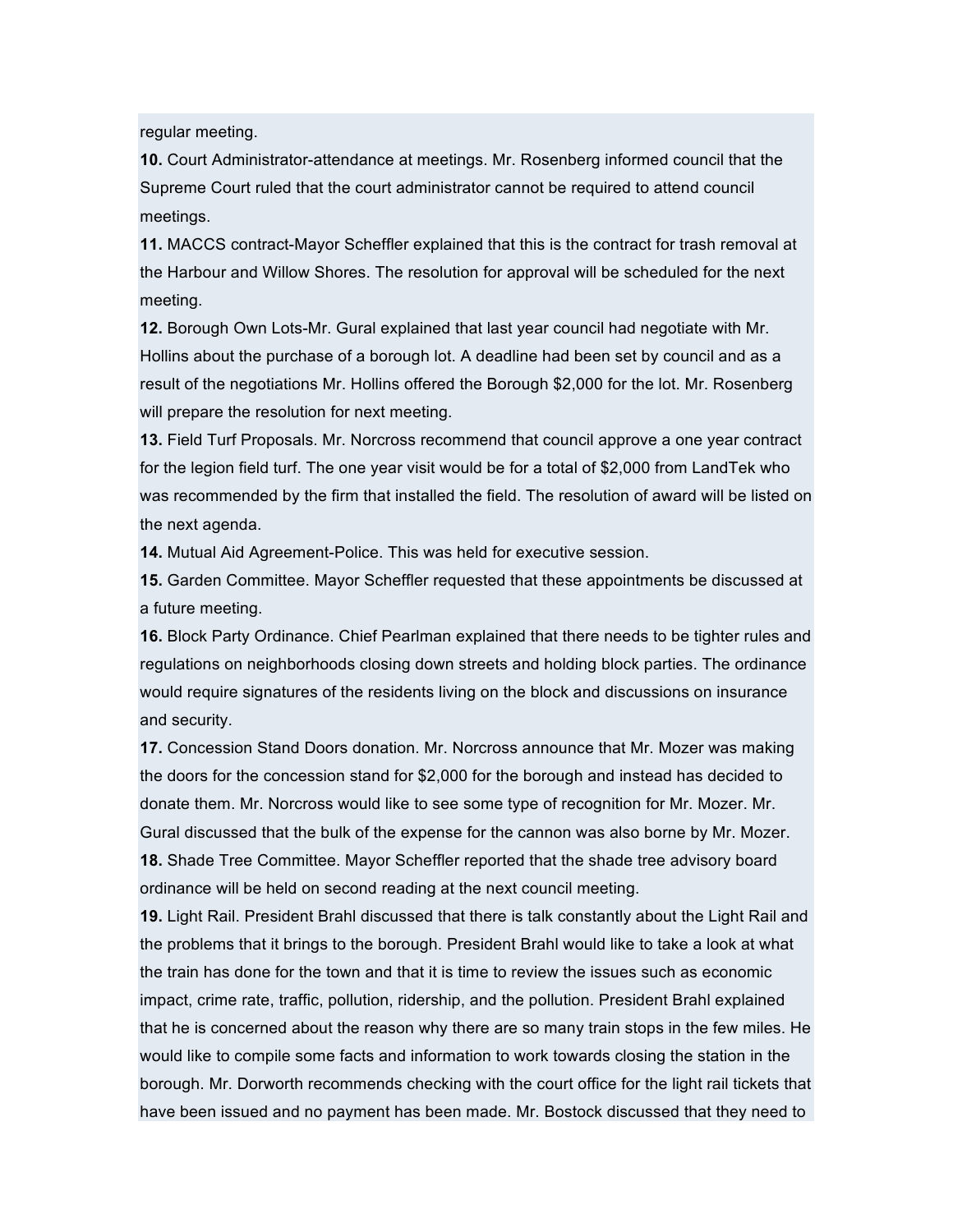regular meeting.

**10.** Court Administrator-attendance at meetings. Mr. Rosenberg informed council that the Supreme Court ruled that the court administrator cannot be required to attend council meetings.

**11.** MACCS contract-Mayor Scheffler explained that this is the contract for trash removal at the Harbour and Willow Shores. The resolution for approval will be scheduled for the next meeting.

**12.** Borough Own Lots-Mr. Gural explained that last year council had negotiate with Mr. Hollins about the purchase of a borough lot. A deadline had been set by council and as a result of the negotiations Mr. Hollins offered the Borough $2,000 for the lot. Mr. Rosenberg will prepare the resolution for next meeting.

**13.** Field Turf Proposals. Mr. Norcross recommend that council approve a one year contract for the legion field turf. The one year visit would be for a total of $2,000 from LandTek who was recommended by the firm that installed the field. The resolution of award will be listed on the next agenda.

**14.** Mutual Aid Agreement-Police. This was held for executive session.

**15.** Garden Committee. Mayor Scheffler requested that these appointments be discussed at a future meeting.

**16.** Block Party Ordinance. Chief Pearlman explained that there needs to be tighter rules and regulations on neighborhoods closing down streets and holding block parties. The ordinance would require signatures of the residents living on the block and discussions on insurance and security.

**17.** Concession Stand Doors donation. Mr. Norcross announce that Mr. Mozer was making the doors for the concession stand for $2,000 for the borough and instead has decided to donate them. Mr. Norcross would like to see some type of recognition for Mr. Mozer. Mr. Gural discussed that the bulk of the expense for the cannon was also borne by Mr. Mozer.

**18.** Shade Tree Committee. Mayor Scheffler reported that the shade tree advisory board ordinance will be held on second reading at the next council meeting.

**19.** Light Rail. President Brahl discussed that there is talk constantly about the Light Rail and the problems that it brings to the borough. President Brahl would like to take a look at what the train has done for the town and that it is time to review the issues such as economic impact, crime rate, traffic, pollution, ridership, and the pollution. President Brahl explained that he is concerned about the reason why there are so many train stops in the few miles. He would like to compile some facts and information to work towards closing the station in the borough. Mr. Dorworth recommends checking with the court office for the light rail tickets that have been issued and no payment has been made. Mr. Bostock discussed that they need to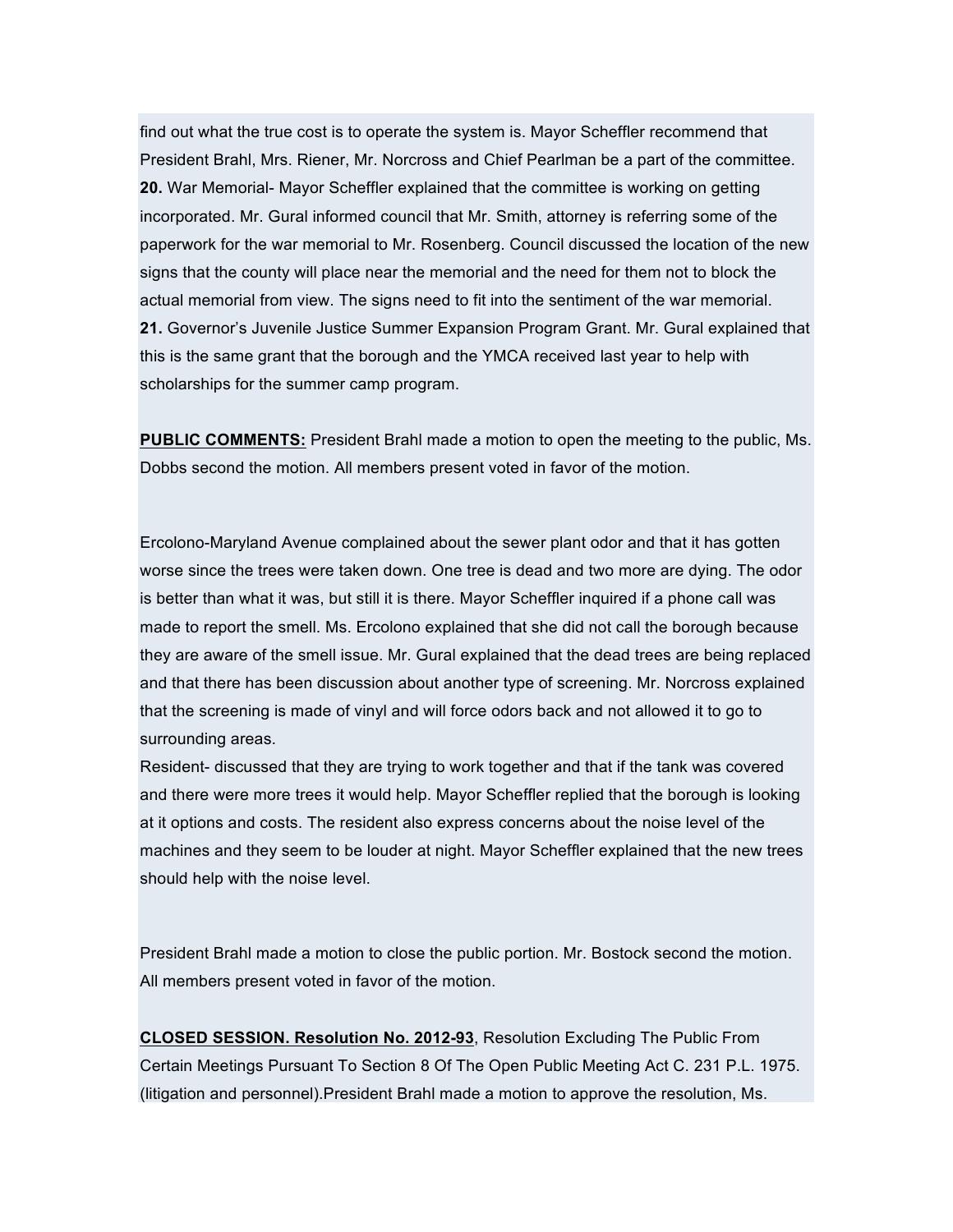find out what the true cost is to operate the system is. Mayor Scheffler recommend that President Brahl, Mrs. Riener, Mr. Norcross and Chief Pearlman be a part of the committee.

**20.** War Memorial- Mayor Scheffler explained that the committee is working on getting incorporated. Mr. Gural informed council that Mr. Smith, attorney is referring some of the paperwork for the war memorial to Mr. Rosenberg. Council discussed the location of the new signs that the county will place near the memorial and the need for them not to block the actual memorial from view. The signs need to fit into the sentiment of the war memorial.

**21.** Governor's Juvenile Justice Summer Expansion Program Grant. Mr. Gural explained that this is the same grant that the borough and the YMCA received last year to help with scholarships for the summer camp program.

**PUBLIC COMMENTS:** President Brahl made a motion to open the meeting to the public, Ms. Dobbs second the motion. All members present voted in favor of the motion.

Ercolono-Maryland Avenue complained about the sewer plant odor and that it has gotten worse since the trees were taken down. One tree is dead and two more are dying. The odor is better than what it was, but still it is there. Mayor Scheffler inquired if a phone call was made to report the smell. Ms. Ercolono explained that she did not call the borough because they are aware of the smell issue. Mr. Gural explained that the dead trees are being replaced and that there has been discussion about another type of screening. Mr. Norcross explained that the screening is made of vinyl and will force odors back and not allowed it to go to surrounding areas.

Resident- discussed that they are trying to work together and that if the tank was covered and there were more trees it would help. Mayor Scheffler replied that the borough is looking at it options and costs. The resident also express concerns about the noise level of the machines and they seem to be louder at night. Mayor Scheffler explained that the new trees should help with the noise level.

President Brahl made a motion to close the public portion. Mr. Bostock second the motion. All members present voted in favor of the motion.

**CLOSED SESSION. Resolution No. 2012-93**, Resolution Excluding The Public From Certain Meetings Pursuant To Section 8 Of The Open Public Meeting Act C. 231 P.L. 1975. (litigation and personnel).President Brahl made a motion to approve the resolution, Ms.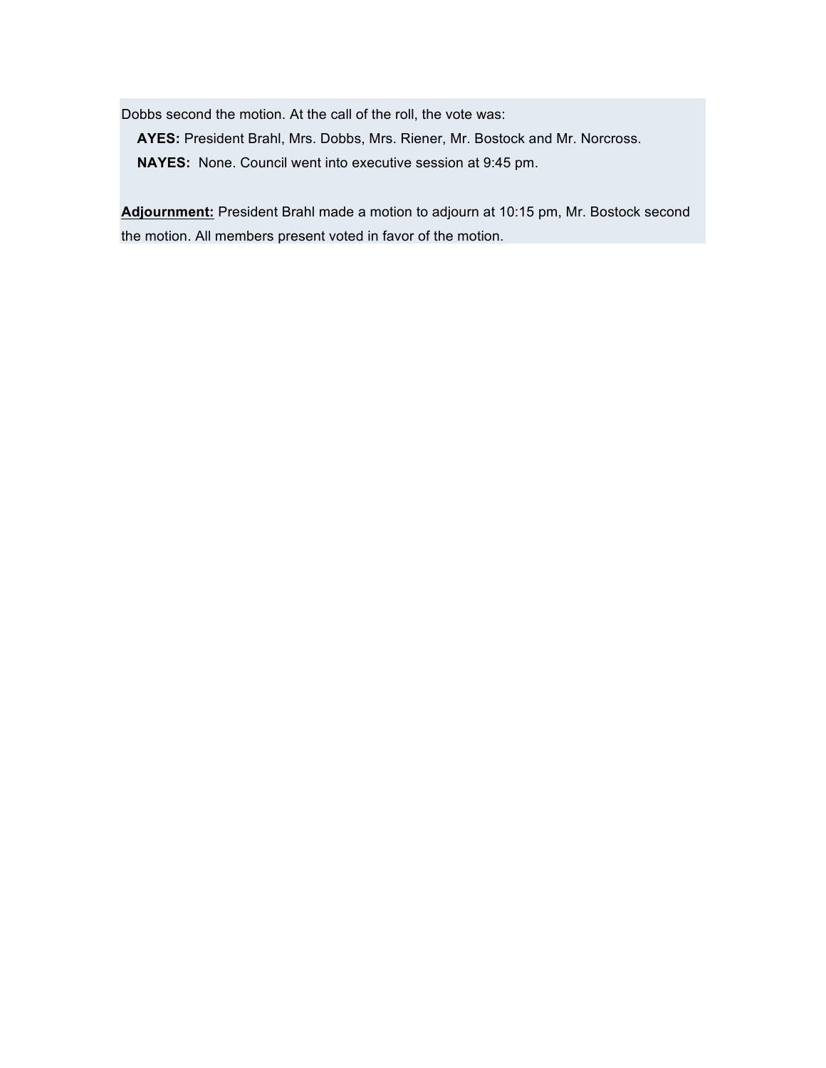Dobbs second the motion. At the call of the roll, the vote was:

**AYES:** President Brahl, Mrs. Dobbs, Mrs. Riener, Mr. Bostock and Mr. Norcross.

**NAYES:** None. Council went into executive session at 9:45 pm.

**Adjournment:** President Brahl made a motion to adjourn at 10:15 pm, Mr. Bostock second the motion. All members present voted in favor of the motion.